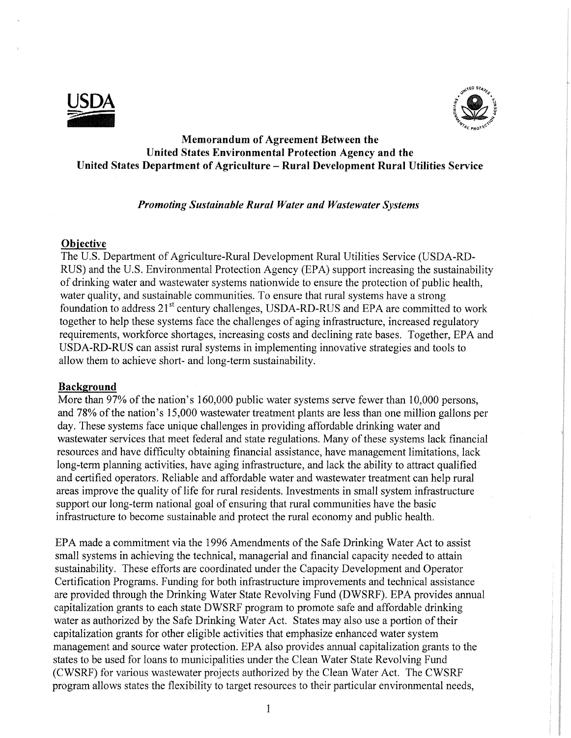# Memorandum of Agreement Between the United States Environmental Protection Agency and the United States Department of Agriculture – Rural Development Rural Utilities Service

*Promoting Sustainable Rural Water and Wastewater Systems*

## Objective

The U.S. Department of Agriculture-Rural Development Rural Utilities Service (USDA-RD-RUS) and the U.S. Environmental Protection Agency (EPA) support increasing the sustainability of drinking water and wastewater systems nationwide to ensure the protection of public health, water quality, and sustainable communities. To ensure that rural systems have a strong foundation to address 21st century challenges, USDA-RD-RUS and EPA are committed to work together to help these systems face the challenges of aging infrastructure, increased regulatory requirements, workforce shortages, increasing costs and declining rate bases. Together, EPA and USDA-RD-RUS can assist rural systems in implementing innovative strategies and tools to allow them to achieve short- and long-term sustainability.

## Background

More than 97% of the nation's 160,000 public water systems serve fewer than 10,000 persons, and 78% of the nation's 15,000 wastewater treatment plants are less than one million gallons per day. These systems face unique challenges in providing affordable drinking water and wastewater services that meet federal and state regulations. Many of these systems lack financial resources and have difficulty obtaining financial assistance, have management limitations, lack long-term planning activities, have aging infrastructure, and lack the ability to attract qualified and certified operators. Reliable and affordable water and wastewater treatment can help rural areas improve the quality of life for rural residents. Investments in small system infrastructure support our long-term national goal of ensuring that rural communities have the basic infrastructure to become sustainable and protect the rural economy and public health.

EPA made a commitment via the 1996 Amendments of the Safe Drinking Water Act to assist small systems in achieving the technical, managerial and financial capacity needed to attain sustainability. These efforts are coordinated under the Capacity Development and Operator Certification Programs. Funding for both infrastructure improvements and technical assistance are provided through the Drinking Water State Revolving Fund (DWSRF). EPA provides annual capitalization grants to each state DWSRF program to promote safe and affordable drinking water as authorized by the Safe Drinking Water Act. States may also use a portion of their capitalization grants for other eligible activities that emphasize enhanced water system management and source water protection. EPA also provides annual capitalization grants to the states to be used for loans to municipalities under the Clean Water State Revolving Fund (CWSRF) for various wastewater projects authorized by the Clean Water Act. The CWSRF program allows states the flexibility to target resources to their particular environmental needs,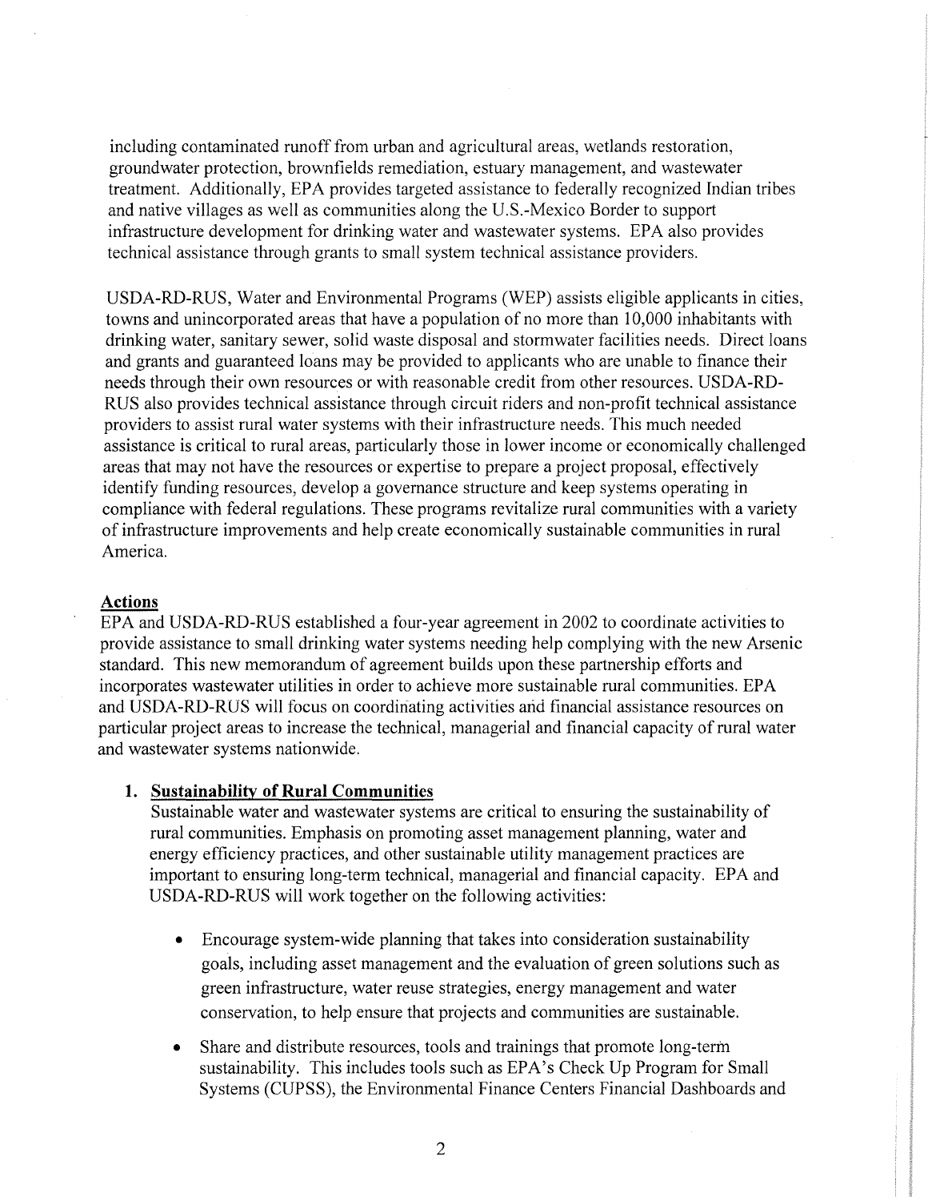including contaminated runoff from urban and agricultural areas, wetlands restoration, groundwater protection, brownfields remediation, estuary management, and wastewater treatment. Additionally, EPA provides targeted assistance to federally recognized Indian tribes and native villages as well as communities along the U.S.-Mexico Border to support infrastructure development for drinking water and wastewater systems. EPA also provides technical assistance through grants to small system technical assistance providers.

USDA-RD-RUS, Water and Environmental Programs (WEP) assists eligible applicants in cities, towns and unincorporated areas that have a population of no more than 10,000 inhabitants with drinking water, sanitary sewer, solid waste disposal and stormwater facilities needs. Direct loans and grants and guaranteed loans may be provided to applicants who are unable to finance their needs through their own resources or with reasonable credit from other resources. USDA-RD-RUS also provides technical assistance through circuit riders and non-profit technical assistance providers to assist rural water systems with their infrastructure needs. This much needed assistance is critical to rural areas, particularly those in lower income or economically challenged areas that may not have the resources or expertise to prepare a project proposal, effectively identify funding resources, develop a governance structure and keep systems operating in compliance with federal regulations. These programs revitalize rural communities with a variety of infrastructure improvements and help create economically sustainable communities in rural America.

**Actions**

EPA and USDA-RD-RUS established a four-year agreement in 2002 to coordinate activities to provide assistance to small drinking water systems needing help complying with the new Arsenic standard. This new memorandum of agreement builds upon these partnership efforts and incorporates wastewater utilities in order to achieve more sustainable rural communities. EPA and USDA-RD-RUS will focus on coordinating activities and financial assistance resources on particular project areas to increase the technical, managerial and financial capacity of rural water and wastewater systems nationwide.

1. **Sustainability of Rural Communities**

   Sustainable water and wastewater systems are critical to ensuring the sustainability of rural communities. Emphasis on promoting asset management planning, water and energy efficiency practices, and other sustainable utility management practices are important to ensuring long-term technical, managerial and financial capacity. EPA and USDA-RD-RUS will work together on the following activities:

   - Encourage system-wide planning that takes into consideration sustainability goals, including asset management and the evaluation of green solutions such as green infrastructure, water reuse strategies, energy management and water conservation, to help ensure that projects and communities are sustainable.
   - Share and distribute resources, tools and trainings that promote long-term sustainability. This includes tools such as EPA's Check Up Program for Small Systems (CUPSS), the Environmental Finance Centers Financial Dashboards and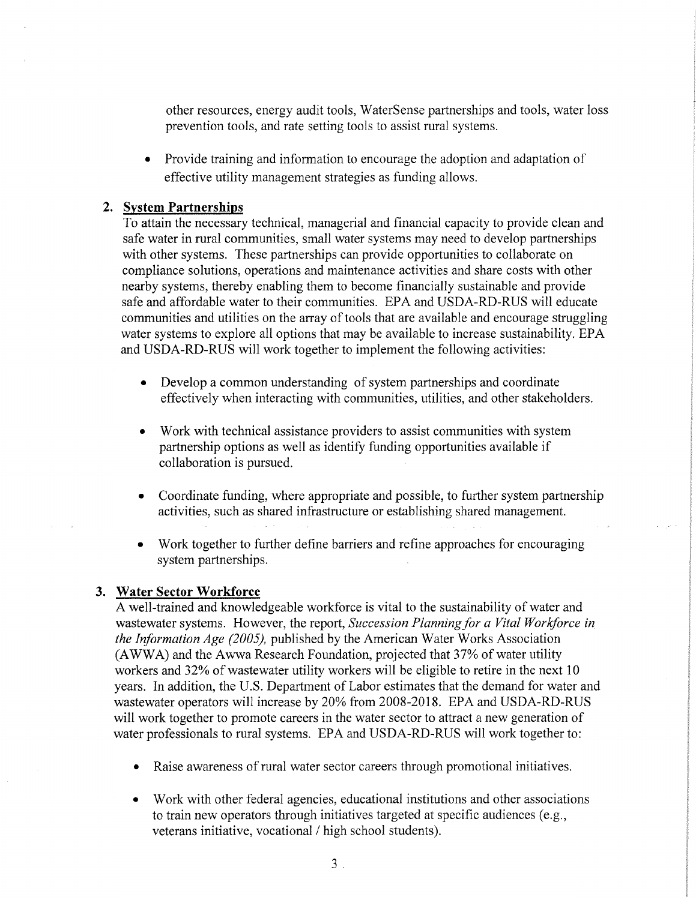other resources, energy audit tools, WaterSense partnerships and tools, water loss prevention tools, and rate setting tools to assist rural systems.

- Provide training and information to encourage the adoption and adaptation of effective utility management strategies as funding allows.

2. **System Partnerships**

To attain the necessary technical, managerial and financial capacity to provide clean and safe water in rural communities, small water systems may need to develop partnerships with other systems. These partnerships can provide opportunities to collaborate on compliance solutions, operations and maintenance activities and share costs with other nearby systems, thereby enabling them to become financially sustainable and provide safe and affordable water to their communities. EPA and USDA-RD-RUS will educate communities and utilities on the array of tools that are available and encourage struggling water systems to explore all options that may be available to increase sustainability. EPA and USDA-RD-RUS will work together to implement the following activities:

- Develop a common understanding of system partnerships and coordinate effectively when interacting with communities, utilities, and other stakeholders.
- Work with technical assistance providers to assist communities with system partnership options as well as identify funding opportunities available if collaboration is pursued.
- Coordinate funding, where appropriate and possible, to further system partnership activities, such as shared infrastructure or establishing shared management.
- Work together to further define barriers and refine approaches for encouraging system partnerships.

3. **Water Sector Workforce**

A well-trained and knowledgeable workforce is vital to the sustainability of water and wastewater systems. However, the report, *Succession Planning for a Vital Workforce in the Information Age (2005),* published by the American Water Works Association (AWWA) and the Awwa Research Foundation, projected that 37% of water utility workers and 32% of wastewater utility workers will be eligible to retire in the next 10 years. In addition, the U.S. Department of Labor estimates that the demand for water and wastewater operators will increase by 20% from 2008-2018. EPA and USDA-RD-RUS will work together to promote careers in the water sector to attract a new generation of water professionals to rural systems. EPA and USDA-RD-RUS will work together to:

- Raise awareness of rural water sector careers through promotional initiatives.
- Work with other federal agencies, educational institutions and other associations to train new operators through initiatives targeted at specific audiences (e.g., veterans initiative, vocational / high school students).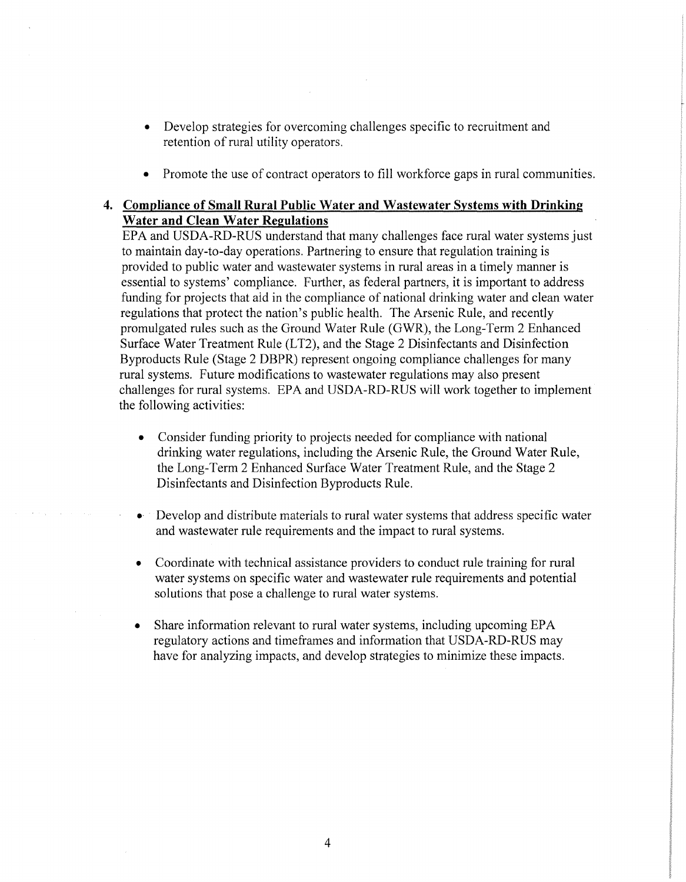- Develop strategies for overcoming challenges specific to recruitment and retention of rural utility operators.

- Promote the use of contract operators to fill workforce gaps in rural communities.

**4. <u>Compliance of Small Rural Public Water and Wastewater Systems with Drinking Water and Clean Water Regulations</u>**

EPA and USDA-RD-RUS understand that many challenges face rural water systems just to maintain day-to-day operations. Partnering to ensure that regulation training is provided to public water and wastewater systems in rural areas in a timely manner is essential to systems' compliance. Further, as federal partners, it is important to address funding for projects that aid in the compliance of national drinking water and clean water regulations that protect the nation's public health. The Arsenic Rule, and recently promulgated rules such as the Ground Water Rule (GWR), the Long-Term 2 Enhanced Surface Water Treatment Rule (LT2), and the Stage 2 Disinfectants and Disinfection Byproducts Rule (Stage 2 DBPR) represent ongoing compliance challenges for many rural systems. Future modifications to wastewater regulations may also present challenges for rural systems. EPA and USDA-RD-RUS will work together to implement the following activities:

- Consider funding priority to projects needed for compliance with national drinking water regulations, including the Arsenic Rule, the Ground Water Rule, the Long-Term 2 Enhanced Surface Water Treatment Rule, and the Stage 2 Disinfectants and Disinfection Byproducts Rule.

- Develop and distribute materials to rural water systems that address specific water and wastewater rule requirements and the impact to rural systems.

- Coordinate with technical assistance providers to conduct rule training for rural water systems on specific water and wastewater rule requirements and potential solutions that pose a challenge to rural water systems.

- Share information relevant to rural water systems, including upcoming EPA regulatory actions and timeframes and information that USDA-RD-RUS may have for analyzing impacts, and develop strategies to minimize these impacts.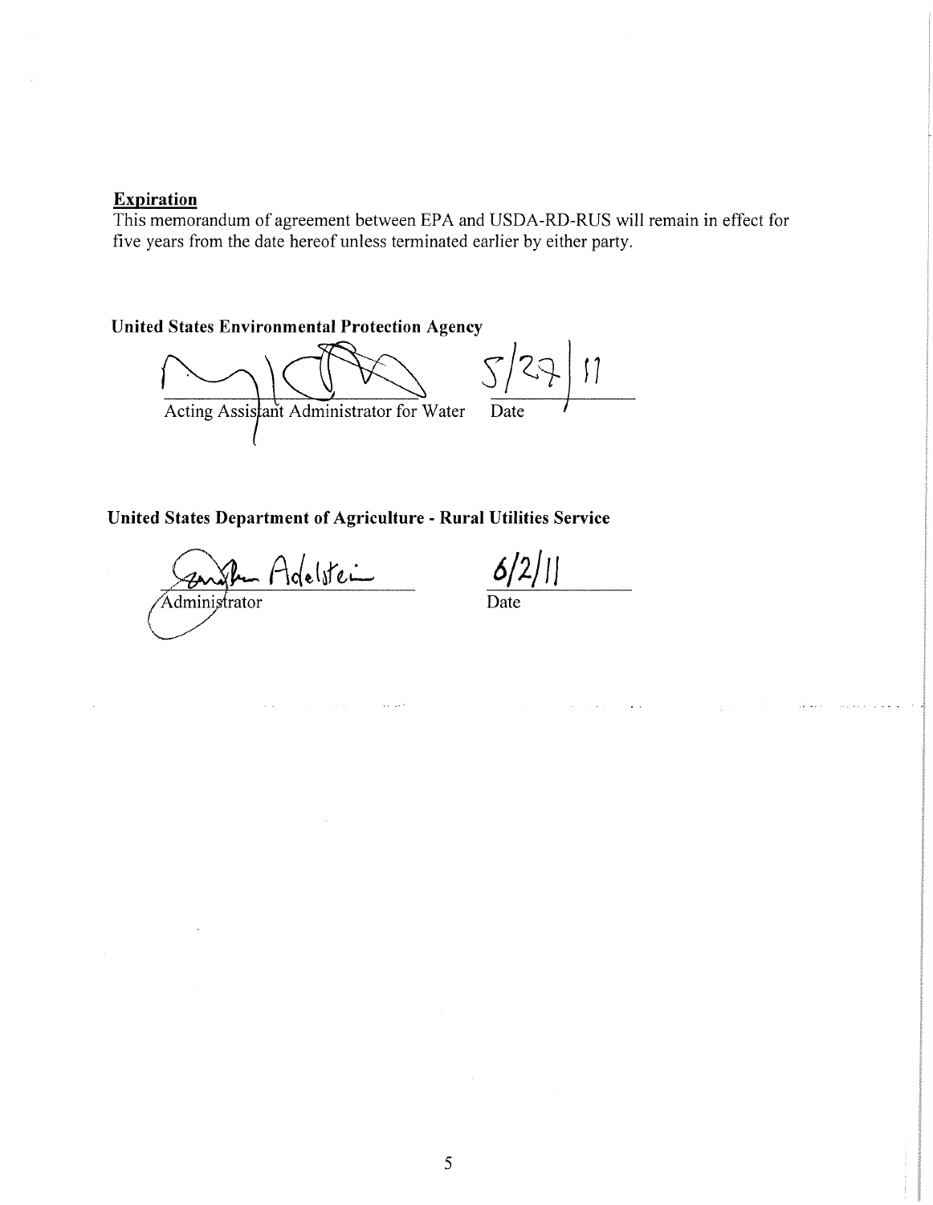**Expiration**
This memorandum of agreement between EPA and USDA-RD-RUS will remain in effect for five years from the date hereof unless terminated earlier by either party.

**United States Environmental Protection Agency**

Acting Assistant Administrator for Water 5/27/11
Date

**United States Department of Agriculture - Rural Utilities Service**

Jonathan Adelstein
Administrator 6/2/11
Date